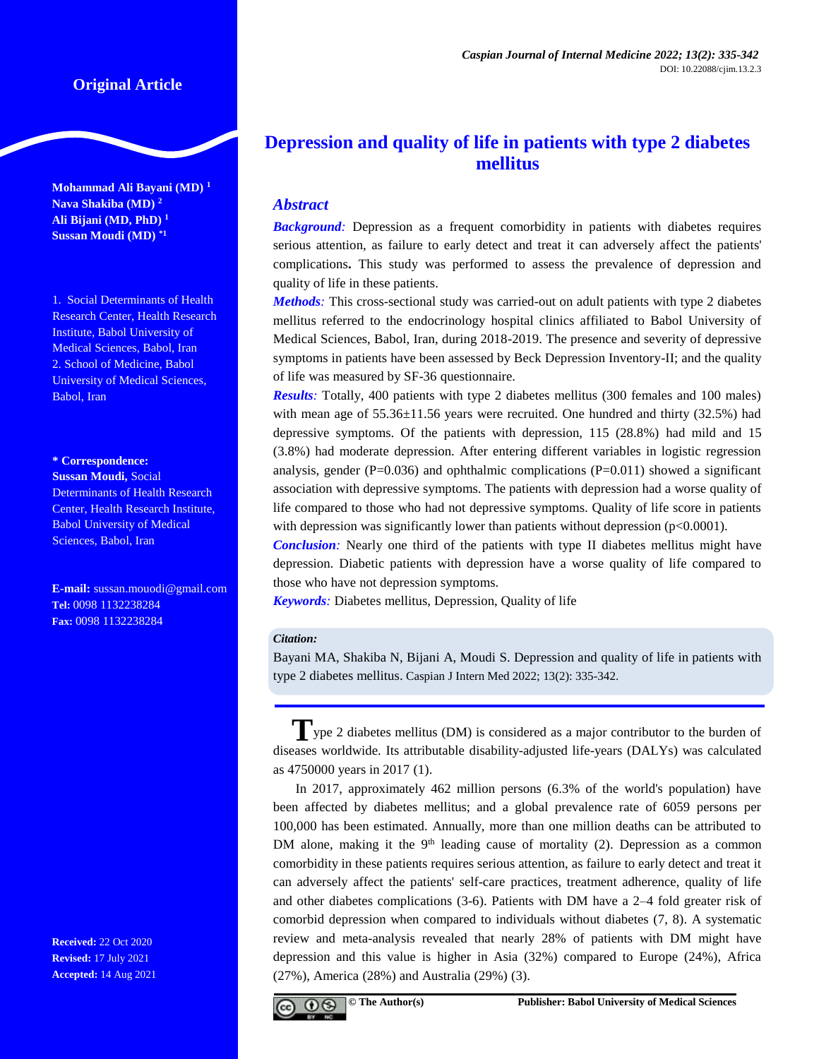Original Article

# Depression and quality of life in patients with type 2 diabetes mellitus

Mohammad Ali Bayani (MD) [1]
Nava Shakiba (MD) [2]
Ali Bijani (MD, PhD) [1]
Sussan Moudi (MD) [*1]

1. Social Determinants of Health Research Center, Health Research Institute, Babol University of Medical Sciences, Babol, Iran
2. School of Medicine, Babol University of Medical Sciences, Babol, Iran

**\* Correspondence:**
**Sussan Moudi,** Social Determinants of Health Research Center, Health Research Institute, Babol University of Medical Sciences, Babol, Iran

**E-mail:** sussan.mouodi@gmail.com
**Tel:** 0098 1132238284
**Fax:** 0098 1132238284

**Received:** 22 Oct 2020
**Revised:** 17 July 2021
**Accepted:** 14 Aug 2021

## Abstract

***Background:*** Depression as a frequent comorbidity in patients with diabetes requires serious attention, as failure to early detect and treat it can adversely affect the patients' complications**.** This study was performed to assess the prevalence of depression and quality of life in these patients.

***Methods:*** This cross-sectional study was carried-out on adult patients with type 2 diabetes mellitus referred to the endocrinology hospital clinics affiliated to Babol University of Medical Sciences, Babol, Iran, during 2018-2019. The presence and severity of depressive symptoms in patients have been assessed by Beck Depression Inventory-II; and the quality of life was measured by SF-36 questionnaire.

***Results:*** Totally, 400 patients with type 2 diabetes mellitus (300 females and 100 males) with mean age of 55.36±11.56 years were recruited. One hundred and thirty (32.5%) had depressive symptoms. Of the patients with depression, 115 (28.8%) had mild and 15 (3.8%) had moderate depression. After entering different variables in logistic regression analysis, gender (P=0.036) and ophthalmic complications (P=0.011) showed a significant association with depressive symptoms. The patients with depression had a worse quality of life compared to those who had not depressive symptoms. Quality of life score in patients with depression was significantly lower than patients without depression (p<0.0001).

***Conclusion:*** Nearly one third of the patients with type II diabetes mellitus might have depression. Diabetic patients with depression have a worse quality of life compared to those who have not depression symptoms.

***Keywords:*** Diabetes mellitus, Depression, Quality of life

***Citation:***
Bayani MA, Shakiba N, Bijani A, Moudi S. Depression and quality of life in patients with type 2 diabetes mellitus. Caspian J Intern Med 2022; 13(2): 335-342.

Type 2 diabetes mellitus (DM) is considered as a major contributor to the burden of diseases worldwide. Its attributable disability-adjusted life-years (DALYs) was calculated as 4750000 years in 2017 (1).

In 2017, approximately 462 million persons (6.3% of the world's population) have been affected by diabetes mellitus; and a global prevalence rate of 6059 persons per 100,000 has been estimated. Annually, more than one million deaths can be attributed to DM alone, making it the 9$^{th}$ leading cause of mortality (2). Depression as a common comorbidity in these patients requires serious attention, as failure to early detect and treat it can adversely affect the patients' self-care practices, treatment adherence, quality of life and other diabetes complications (3-6). Patients with DM have a 2–4 fold greater risk of comorbid depression when compared to individuals without diabetes (7, 8). A systematic review and meta-analysis revealed that nearly 28% of patients with DM might have depression and this value is higher in Asia (32%) compared to Europe (24%), Africa (27%), America (28%) and Australia (29%) (3).

© The Author(s) Publisher: Babol University of Medical Sciences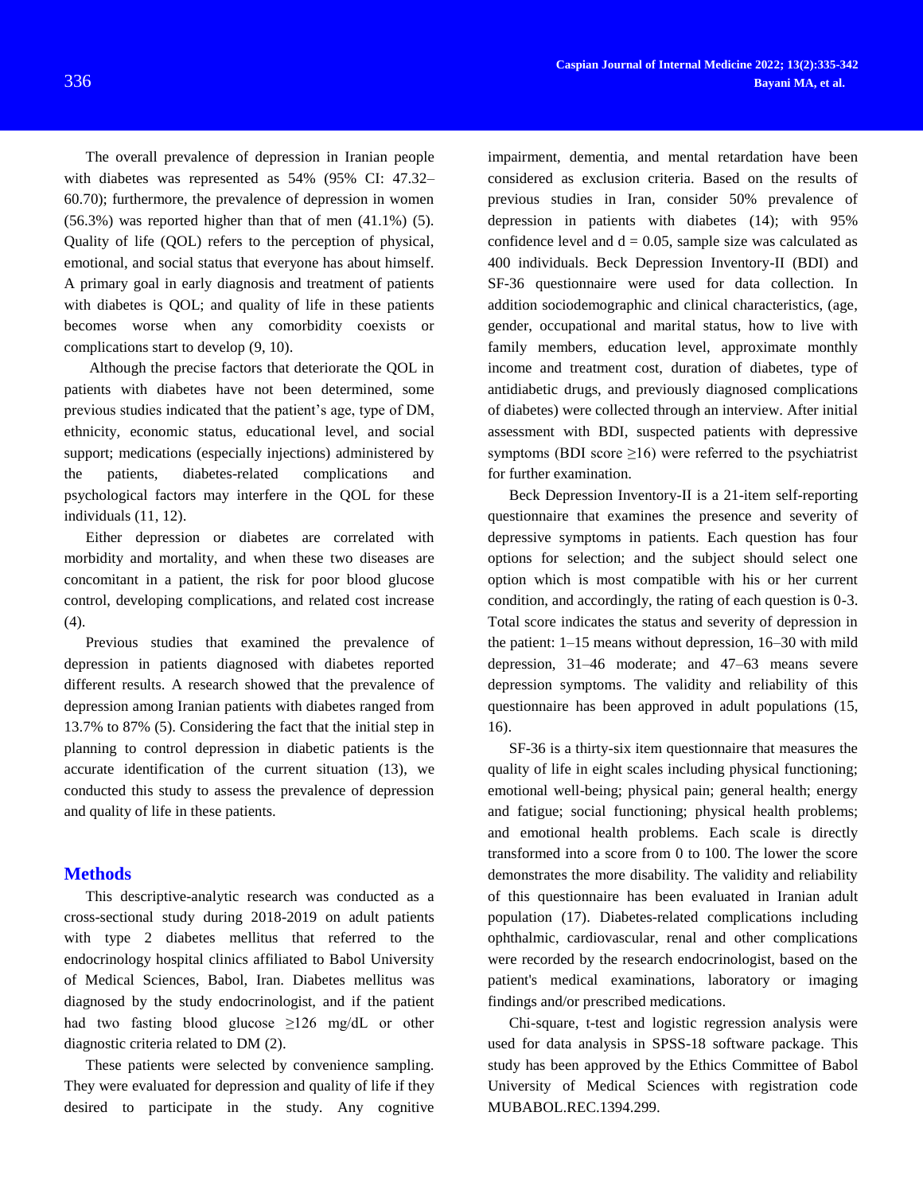The overall prevalence of depression in Iranian people with diabetes was represented as 54% (95% CI: 47.32–60.70); furthermore, the prevalence of depression in women (56.3%) was reported higher than that of men (41.1%) (5). Quality of life (QOL) refers to the perception of physical, emotional, and social status that everyone has about himself. A primary goal in early diagnosis and treatment of patients with diabetes is QOL; and quality of life in these patients becomes worse when any comorbidity coexists or complications start to develop (9, 10).

Although the precise factors that deteriorate the QOL in patients with diabetes have not been determined, some previous studies indicated that the patient's age, type of DM, ethnicity, economic status, educational level, and social support; medications (especially injections) administered by the patients, diabetes-related complications and psychological factors may interfere in the QOL for these individuals (11, 12).

Either depression or diabetes are correlated with morbidity and mortality, and when these two diseases are concomitant in a patient, the risk for poor blood glucose control, developing complications, and related cost increase (4).

Previous studies that examined the prevalence of depression in patients diagnosed with diabetes reported different results. A research showed that the prevalence of depression among Iranian patients with diabetes ranged from 13.7% to 87% (5). Considering the fact that the initial step in planning to control depression in diabetic patients is the accurate identification of the current situation (13), we conducted this study to assess the prevalence of depression and quality of life in these patients.

## Methods

This descriptive-analytic research was conducted as a cross-sectional study during 2018-2019 on adult patients with type 2 diabetes mellitus that referred to the endocrinology hospital clinics affiliated to Babol University of Medical Sciences, Babol, Iran. Diabetes mellitus was diagnosed by the study endocrinologist, and if the patient had two fasting blood glucose ≥126 mg/dL or other diagnostic criteria related to DM (2).

These patients were selected by convenience sampling. They were evaluated for depression and quality of life if they desired to participate in the study. Any cognitive impairment, dementia, and mental retardation have been considered as exclusion criteria. Based on the results of previous studies in Iran, consider 50% prevalence of depression in patients with diabetes (14); with 95% confidence level and d = 0.05, sample size was calculated as 400 individuals. Beck Depression Inventory-II (BDI) and SF-36 questionnaire were used for data collection. In addition sociodemographic and clinical characteristics, (age, gender, occupational and marital status, how to live with family members, education level, approximate monthly income and treatment cost, duration of diabetes, type of antidiabetic drugs, and previously diagnosed complications of diabetes) were collected through an interview. After initial assessment with BDI, suspected patients with depressive symptoms (BDI score ≥16) were referred to the psychiatrist for further examination.

Beck Depression Inventory-II is a 21-item self-reporting questionnaire that examines the presence and severity of depressive symptoms in patients. Each question has four options for selection; and the subject should select one option which is most compatible with his or her current condition, and accordingly, the rating of each question is 0-3. Total score indicates the status and severity of depression in the patient: 1–15 means without depression, 16–30 with mild depression, 31–46 moderate; and 47–63 means severe depression symptoms. The validity and reliability of this questionnaire has been approved in adult populations (15, 16).

SF-36 is a thirty-six item questionnaire that measures the quality of life in eight scales including physical functioning; emotional well-being; physical pain; general health; energy and fatigue; social functioning; physical health problems; and emotional health problems. Each scale is directly transformed into a score from 0 to 100. The lower the score demonstrates the more disability. The validity and reliability of this questionnaire has been evaluated in Iranian adult population (17). Diabetes-related complications including ophthalmic, cardiovascular, renal and other complications were recorded by the research endocrinologist, based on the patient's medical examinations, laboratory or imaging findings and/or prescribed medications.

Chi-square, t-test and logistic regression analysis were used for data analysis in SPSS-18 software package. This study has been approved by the Ethics Committee of Babol University of Medical Sciences with registration code MUBABOL.REC.1394.299.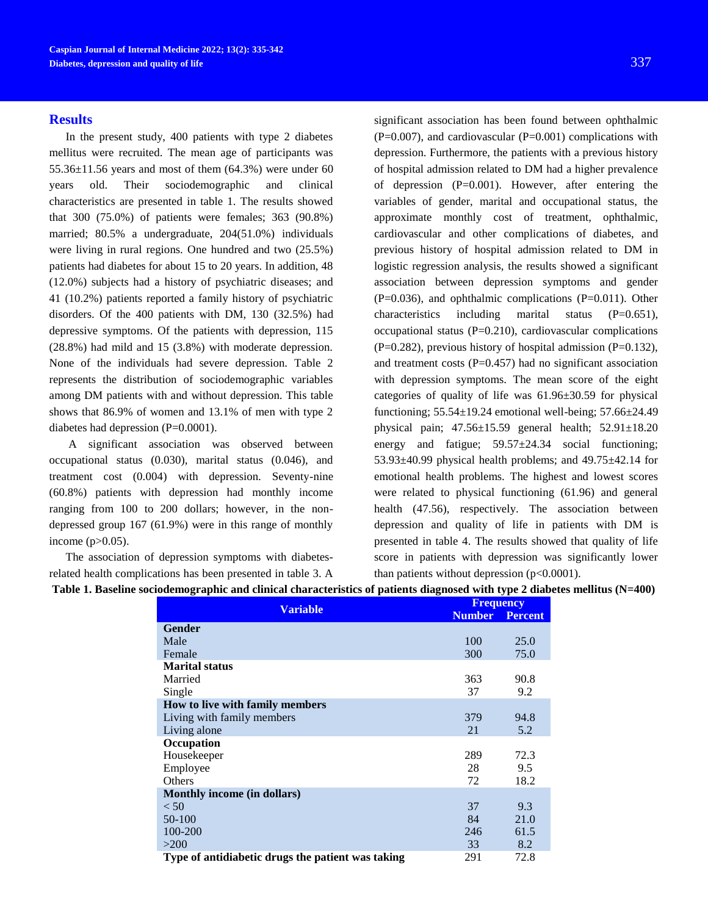## Results

In the present study, 400 patients with type 2 diabetes mellitus were recruited. The mean age of participants was 55.36±11.56 years and most of them (64.3%) were under 60 years old. Their sociodemographic and clinical characteristics are presented in table 1. The results showed that 300 (75.0%) of patients were females; 363 (90.8%) married; 80.5% a undergraduate, 204(51.0%) individuals were living in rural regions. One hundred and two (25.5%) patients had diabetes for about 15 to 20 years. In addition, 48 (12.0%) subjects had a history of psychiatric diseases; and 41 (10.2%) patients reported a family history of psychiatric disorders. Of the 400 patients with DM, 130 (32.5%) had depressive symptoms. Of the patients with depression, 115 (28.8%) had mild and 15 (3.8%) with moderate depression. None of the individuals had severe depression. Table 2 represents the distribution of sociodemographic variables among DM patients with and without depression. This table shows that 86.9% of women and 13.1% of men with type 2 diabetes had depression (P=0.0001).

A significant association was observed between occupational status (0.030), marital status (0.046), and treatment cost (0.004) with depression. Seventy-nine (60.8%) patients with depression had monthly income ranging from 100 to 200 dollars; however, in the non-depressed group 167 (61.9%) were in this range of monthly income (p>0.05).

The association of depression symptoms with diabetes-related health complications has been presented in table 3. A significant association has been found between ophthalmic (P=0.007), and cardiovascular (P=0.001) complications with depression. Furthermore, the patients with a previous history of hospital admission related to DM had a higher prevalence of depression (P=0.001). However, after entering the variables of gender, marital and occupational status, the approximate monthly cost of treatment, ophthalmic, cardiovascular and other complications of diabetes, and previous history of hospital admission related to DM in logistic regression analysis, the results showed a significant association between depression symptoms and gender (P=0.036), and ophthalmic complications (P=0.011). Other characteristics including marital status (P=0.651), occupational status (P=0.210), cardiovascular complications (P=0.282), previous history of hospital admission (P=0.132), and treatment costs (P=0.457) had no significant association with depression symptoms. The mean score of the eight categories of quality of life was 61.96±30.59 for physical functioning; 55.54±19.24 emotional well-being; 57.66±24.49 physical pain; 47.56±15.59 general health; 52.91±18.20 energy and fatigue; 59.57±24.34 social functioning; 53.93±40.99 physical health problems; and 49.75±42.14 for emotional health problems. The highest and lowest scores were related to physical functioning (61.96) and general health (47.56), respectively. The association between depression and quality of life in patients with DM is presented in table 4. The results showed that quality of life score in patients with depression was significantly lower than patients without depression (p<0.0001).

**Table 1. Baseline sociodemographic and clinical characteristics of patients diagnosed with type 2 diabetes mellitus (N=400)**

| Variable | Frequency | |
|---|---|---|
| | Number | Percent |
| **Gender** | | |
| Male | 100 | 25.0 |
| Female | 300 | 75.0 |
| **Marital status** | | |
| Married | 363 | 90.8 |
| Single | 37 | 9.2 |
| **How to live with family members** | | |
| Living with family members | 379 | 94.8 |
| Living alone | 21 | 5.2 |
| **Occupation** | | |
| Housekeeper | 289 | 72.3 |
| Employee | 28 | 9.5 |
| Others | 72 | 18.2 |
| **Monthly income (in dollars)** | | |
| < 50 | 37 | 9.3 |
| 50-100 | 84 | 21.0 |
| 100-200 | 246 | 61.5 |
| >200 | 33 | 8.2 |
| **Type of antidiabetic drugs the patient was taking** | 291 | 72.8 |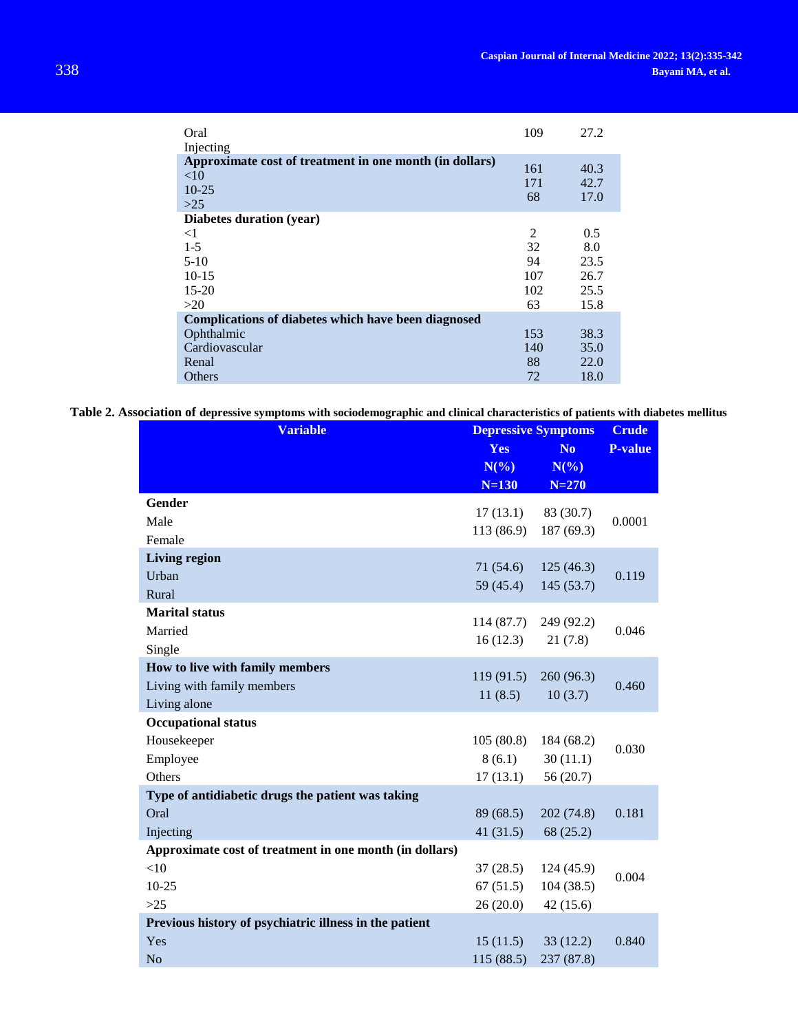| | | |
|---|---|---|
| Oral | 109 | 27.2 |
| Injecting | | |
| **Approximate cost of treatment in one month (in dollars)** | | |
| <10 | 161 | 40.3 |
| 10-25 | 171 | 42.7 |
| >25 | 68 | 17.0 |
| **Diabetes duration (year)** | | |
| <1 | 2 | 0.5 |
| 1-5 | 32 | 8.0 |
| 5-10 | 94 | 23.5 |
| 10-15 | 107 | 26.7 |
| 15-20 | 102 | 25.5 |
| >20 | 63 | 15.8 |
| **Complications of diabetes which have been diagnosed** | | |
| Ophthalmic | 153 | 38.3 |
| Cardiovascular | 140 | 35.0 |
| Renal | 88 | 22.0 |
| Others | 72 | 18.0 |

**Table 2. Association of depressive symptoms with sociodemographic and clinical characteristics of patients with diabetes mellitus**

| Variable | Depressive Symptoms | | Crude P-value |
|---|---|---|---|
| | Yes N(%) N=130 | No N(%) N=270 | |
| **Gender** | | | |
| Male | 17 (13.1) | 83 (30.7) | 0.0001 |
| Female | 113 (86.9) | 187 (69.3) | |
| **Living region** | | | |
| Urban | 71 (54.6) | 125 (46.3) | 0.119 |
| Rural | 59 (45.4) | 145 (53.7) | |
| **Marital status** | | | |
| Married | 114 (87.7) | 249 (92.2) | 0.046 |
| Single | 16 (12.3) | 21 (7.8) | |
| **How to live with family members** | | | |
| Living with family members | 119 (91.5) | 260 (96.3) | 0.460 |
| Living alone | 11 (8.5) | 10 (3.7) | |
| **Occupational status** | | | |
| Housekeeper | 105 (80.8) | 184 (68.2) | 0.030 |
| Employee | 8 (6.1) | 30 (11.1) | |
| Others | 17 (13.1) | 56 (20.7) | |
| **Type of antidiabetic drugs the patient was taking** | | | |
| Oral | 89 (68.5) | 202 (74.8) | 0.181 |
| Injecting | 41 (31.5) | 68 (25.2) | |
| **Approximate cost of treatment in one month (in dollars)** | | | |
| <10 | 37 (28.5) | 124 (45.9) | 0.004 |
| 10-25 | 67 (51.5) | 104 (38.5) | |
| >25 | 26 (20.0) | 42 (15.6) | |
| **Previous history of psychiatric illness in the patient** | | | |
| Yes | 15 (11.5) | 33 (12.2) | 0.840 |
| No | 115 (88.5) | 237 (87.8) | |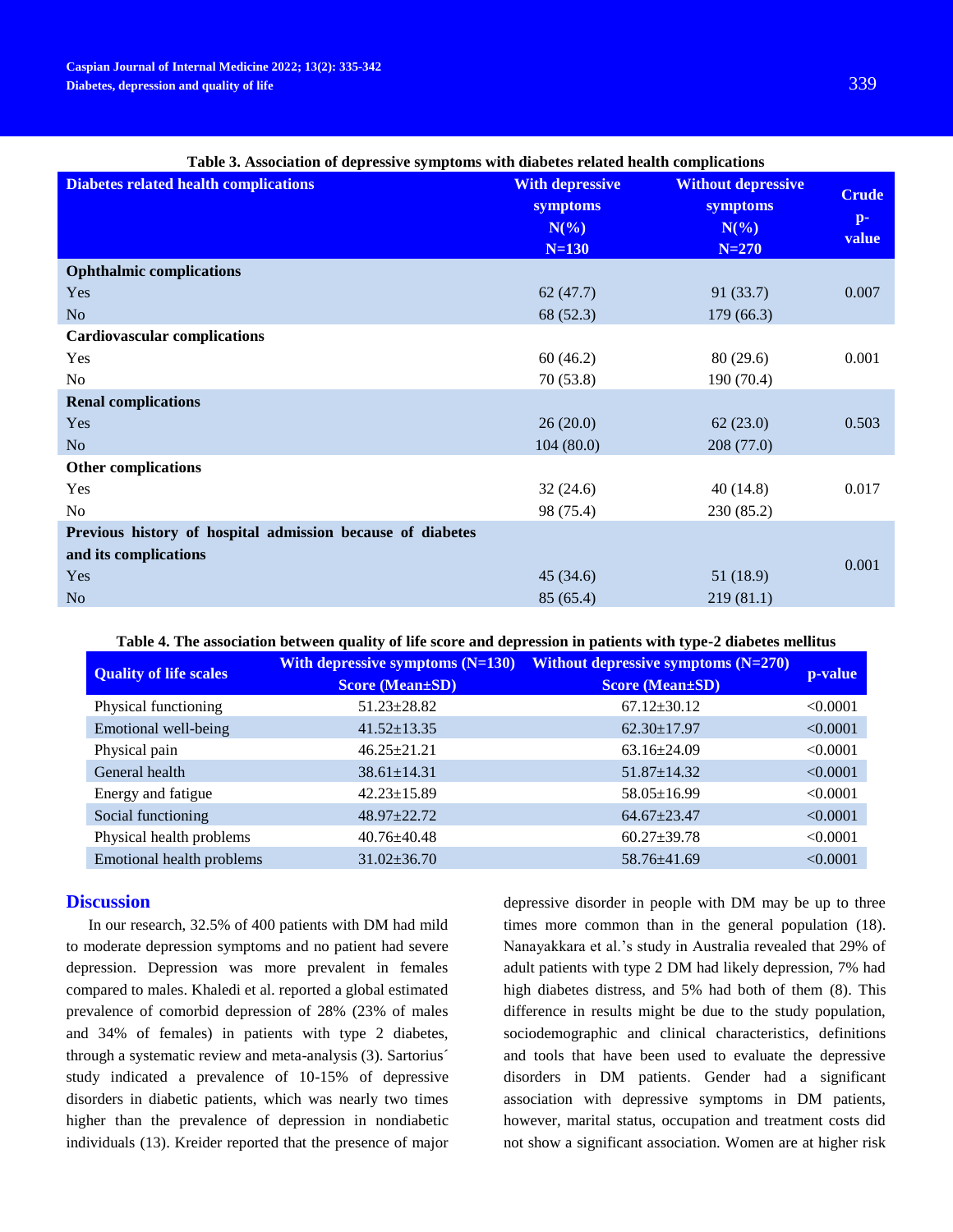**Table 3. Association of depressive symptoms with diabetes related health complications**

| Diabetes related health complications | With depressive symptoms N(%) N=130 | Without depressive symptoms N(%) N=270 | Crude p-value |
|---|---|---|---|
| **Ophthalmic complications** | | | |
| Yes | 62 (47.7) | 91 (33.7) | 0.007 |
| No | 68 (52.3) | 179 (66.3) | |
| **Cardiovascular complications** | | | |
| Yes | 60 (46.2) | 80 (29.6) | 0.001 |
| No | 70 (53.8) | 190 (70.4) | |
| **Renal complications** | | | |
| Yes | 26 (20.0) | 62 (23.0) | 0.503 |
| No | 104 (80.0) | 208 (77.0) | |
| **Other complications** | | | |
| Yes | 32 (24.6) | 40 (14.8) | 0.017 |
| No | 98 (75.4) | 230 (85.2) | |
| **Previous history of hospital admission because of diabetes and its complications** | | | 0.001 |
| Yes | 45 (34.6) | 51 (18.9) | |
| No | 85 (65.4) | 219 (81.1) | |

**Table 4. The association between quality of life score and depression in patients with type-2 diabetes mellitus**

| Quality of life scales | With depressive symptoms (N=130) Score (Mean±SD) | Without depressive symptoms (N=270) Score (Mean±SD) | p-value |
|---|---|---|---|
| Physical functioning | 51.23±28.82 | 67.12±30.12 | <0.0001 |
| Emotional well-being | 41.52±13.35 | 62.30±17.97 | <0.0001 |
| Physical pain | 46.25±21.21 | 63.16±24.09 | <0.0001 |
| General health | 38.61±14.31 | 51.87±14.32 | <0.0001 |
| Energy and fatigue | 42.23±15.89 | 58.05±16.99 | <0.0001 |
| Social functioning | 48.97±22.72 | 64.67±23.47 | <0.0001 |
| Physical health problems | 40.76±40.48 | 60.27±39.78 | <0.0001 |
| Emotional health problems | 31.02±36.70 | 58.76±41.69 | <0.0001 |

## Discussion

In our research, 32.5% of 400 patients with DM had mild to moderate depression symptoms and no patient had severe depression. Depression was more prevalent in females compared to males. Khaledi et al. reported a global estimated prevalence of comorbid depression of 28% (23% of males and 34% of females) in patients with type 2 diabetes, through a systematic review and meta-analysis (3). Sartorius´ study indicated a prevalence of 10-15% of depressive disorders in diabetic patients, which was nearly two times higher than the prevalence of depression in nondiabetic individuals (13). Kreider reported that the presence of major depressive disorder in people with DM may be up to three times more common than in the general population (18). Nanayakkara et al.'s study in Australia revealed that 29% of adult patients with type 2 DM had likely depression, 7% had high diabetes distress, and 5% had both of them (8). This difference in results might be due to the study population, sociodemographic and clinical characteristics, definitions and tools that have been used to evaluate the depressive disorders in DM patients. Gender had a significant association with depressive symptoms in DM patients, however, marital status, occupation and treatment costs did not show a significant association. Women are at higher risk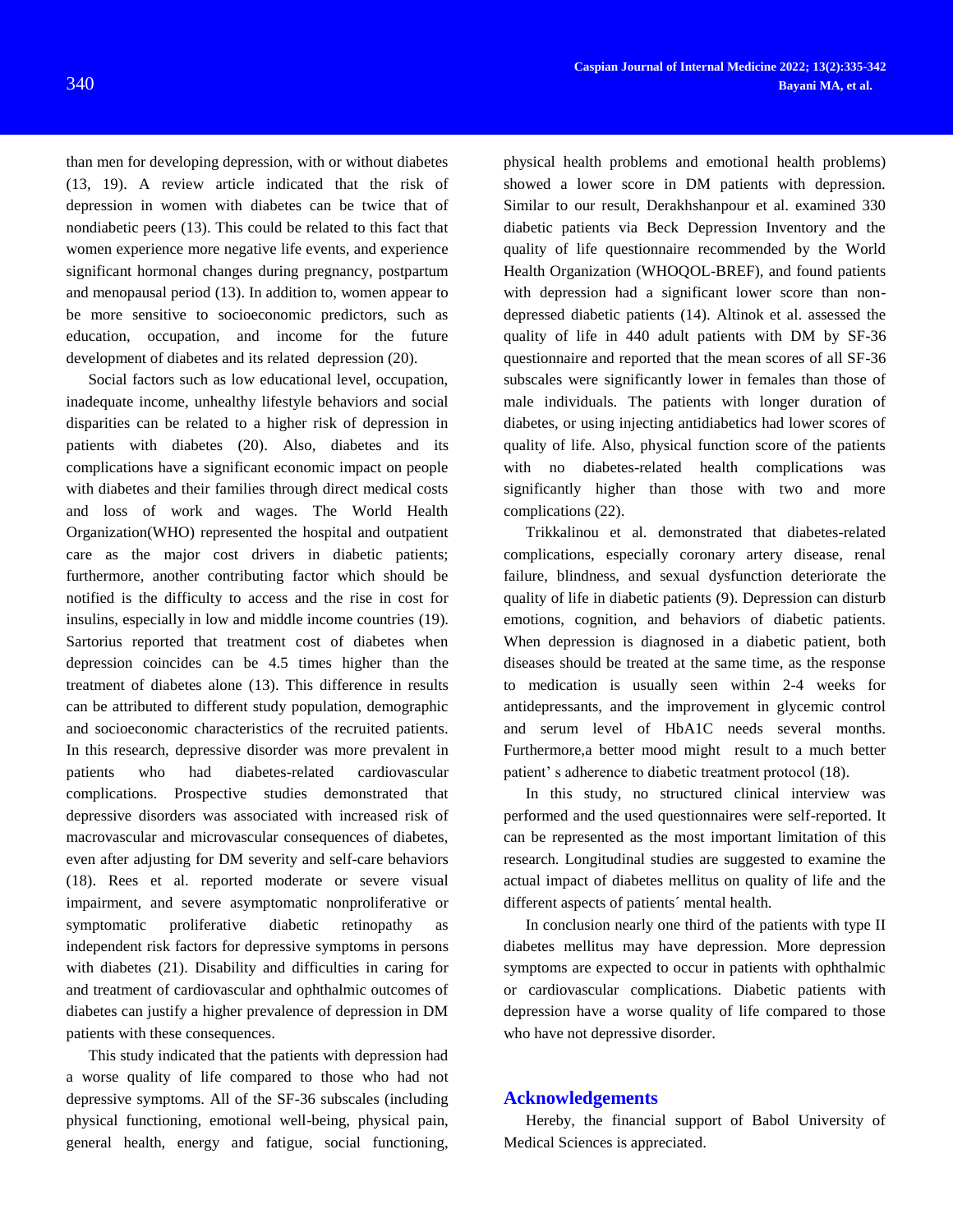than men for developing depression, with or without diabetes (13, 19). A review article indicated that the risk of depression in women with diabetes can be twice that of nondiabetic peers (13). This could be related to this fact that women experience more negative life events, and experience significant hormonal changes during pregnancy, postpartum and menopausal period (13). In addition to, women appear to be more sensitive to socioeconomic predictors, such as education, occupation, and income for the future development of diabetes and its related depression (20).

Social factors such as low educational level, occupation, inadequate income, unhealthy lifestyle behaviors and social disparities can be related to a higher risk of depression in patients with diabetes (20). Also, diabetes and its complications have a significant economic impact on people with diabetes and their families through direct medical costs and loss of work and wages. The World Health Organization(WHO) represented the hospital and outpatient care as the major cost drivers in diabetic patients; furthermore, another contributing factor which should be notified is the difficulty to access and the rise in cost for insulins, especially in low and middle income countries (19). Sartorius reported that treatment cost of diabetes when depression coincides can be 4.5 times higher than the treatment of diabetes alone (13). This difference in results can be attributed to different study population, demographic and socioeconomic characteristics of the recruited patients. In this research, depressive disorder was more prevalent in patients who had diabetes-related cardiovascular complications. Prospective studies demonstrated that depressive disorders was associated with increased risk of macrovascular and microvascular consequences of diabetes, even after adjusting for DM severity and self-care behaviors (18). Rees et al. reported moderate or severe visual impairment, and severe asymptomatic nonproliferative or symptomatic proliferative diabetic retinopathy as independent risk factors for depressive symptoms in persons with diabetes (21). Disability and difficulties in caring for and treatment of cardiovascular and ophthalmic outcomes of diabetes can justify a higher prevalence of depression in DM patients with these consequences.

This study indicated that the patients with depression had a worse quality of life compared to those who had not depressive symptoms. All of the SF-36 subscales (including physical functioning, emotional well-being, physical pain, general health, energy and fatigue, social functioning, physical health problems and emotional health problems) showed a lower score in DM patients with depression. Similar to our result, Derakhshanpour et al. examined 330 diabetic patients via Beck Depression Inventory and the quality of life questionnaire recommended by the World Health Organization (WHOQOL-BREF), and found patients with depression had a significant lower score than non-depressed diabetic patients (14). Altinok et al. assessed the quality of life in 440 adult patients with DM by SF-36 questionnaire and reported that the mean scores of all SF-36 subscales were significantly lower in females than those of male individuals. The patients with longer duration of diabetes, or using injecting antidiabetics had lower scores of quality of life. Also, physical function score of the patients with no diabetes-related health complications was significantly higher than those with two and more complications (22).

Trikkalinou et al. demonstrated that diabetes-related complications, especially coronary artery disease, renal failure, blindness, and sexual dysfunction deteriorate the quality of life in diabetic patients (9). Depression can disturb emotions, cognition, and behaviors of diabetic patients. When depression is diagnosed in a diabetic patient, both diseases should be treated at the same time, as the response to medication is usually seen within 2-4 weeks for antidepressants, and the improvement in glycemic control and serum level of HbA1C needs several months. Furthermore,a better mood might result to a much better patient' s adherence to diabetic treatment protocol (18).

In this study, no structured clinical interview was performed and the used questionnaires were self-reported. It can be represented as the most important limitation of this research. Longitudinal studies are suggested to examine the actual impact of diabetes mellitus on quality of life and the different aspects of patients´ mental health.

In conclusion nearly one third of the patients with type II diabetes mellitus may have depression. More depression symptoms are expected to occur in patients with ophthalmic or cardiovascular complications. Diabetic patients with depression have a worse quality of life compared to those who have not depressive disorder.

## Acknowledgements

Hereby, the financial support of Babol University of Medical Sciences is appreciated.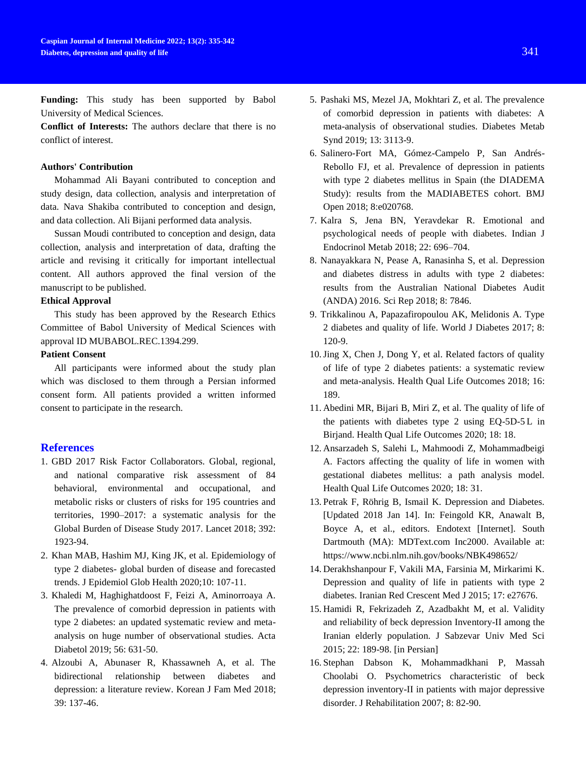**Funding:** This study has been supported by Babol University of Medical Sciences.

**Conflict of Interests:** The authors declare that there is no conflict of interest.

**Authors' Contribution**

Mohammad Ali Bayani contributed to conception and study design, data collection, analysis and interpretation of data. Nava Shakiba contributed to conception and design, and data collection. Ali Bijani performed data analysis.

Sussan Moudi contributed to conception and design, data collection, analysis and interpretation of data, drafting the article and revising it critically for important intellectual content. All authors approved the final version of the manuscript to be published.

**Ethical Approval**

This study has been approved by the Research Ethics Committee of Babol University of Medical Sciences with approval ID MUBABOL.REC.1394.299.

**Patient Consent**

All participants were informed about the study plan which was disclosed to them through a Persian informed consent form. All patients provided a written informed consent to participate in the research.

## References

1. GBD 2017 Risk Factor Collaborators. Global, regional, and national comparative risk assessment of 84 behavioral, environmental and occupational, and metabolic risks or clusters of risks for 195 countries and territories, 1990–2017: a systematic analysis for the Global Burden of Disease Study 2017. Lancet 2018; 392: 1923-94.
2. Khan MAB, Hashim MJ, King JK, et al. Epidemiology of type 2 diabetes- global burden of disease and forecasted trends. J Epidemiol Glob Health 2020;10: 107-11.
3. Khaledi M, Haghighatdoost F, Feizi A, Aminorroaya A. The prevalence of comorbid depression in patients with type 2 diabetes: an updated systematic review and meta-analysis on huge number of observational studies. Acta Diabetol 2019; 56: 631-50.
4. Alzoubi A, Abunaser R, Khassawneh A, et al. The bidirectional relationship between diabetes and depression: a literature review. Korean J Fam Med 2018; 39: 137-46.
5. Pashaki MS, Mezel JA, Mokhtari Z, et al. The prevalence of comorbid depression in patients with diabetes: A meta-analysis of observational studies. Diabetes Metab Synd 2019; 13: 3113-9.
6. Salinero-Fort MA, Gómez-Campelo P, San Andrés-Rebollo FJ, et al. Prevalence of depression in patients with type 2 diabetes mellitus in Spain (the DIADEMA Study): results from the MADIABETES cohort. BMJ Open 2018; 8:e020768.
7. Kalra S, Jena BN, Yeravdekar R. Emotional and psychological needs of people with diabetes. Indian J Endocrinol Metab 2018; 22: 696–704.
8. Nanayakkara N, Pease A, Ranasinha S, et al. Depression and diabetes distress in adults with type 2 diabetes: results from the Australian National Diabetes Audit (ANDA) 2016. Sci Rep 2018; 8: 7846.
9. Trikkalinou A, Papazafiropoulou AK, Melidonis A. Type 2 diabetes and quality of life. World J Diabetes 2017; 8: 120-9.
10. Jing X, Chen J, Dong Y, et al. Related factors of quality of life of type 2 diabetes patients: a systematic review and meta-analysis. Health Qual Life Outcomes 2018; 16: 189.
11. Abedini MR, Bijari B, Miri Z, et al. The quality of life of the patients with diabetes type 2 using EQ-5D-5 L in Birjand. Health Qual Life Outcomes 2020; 18: 18.
12. Ansarzadeh S, Salehi L, Mahmoodi Z, Mohammadbeigi A. Factors affecting the quality of life in women with gestational diabetes mellitus: a path analysis model. Health Qual Life Outcomes 2020; 18: 31.
13. Petrak F, Röhrig B, Ismail K. Depression and Diabetes. [Updated 2018 Jan 14]. In: Feingold KR, Anawalt B, Boyce A, et al., editors. Endotext [Internet]. South Dartmouth (MA): MDText.com Inc2000. Available at: https://www.ncbi.nlm.nih.gov/books/NBK498652/
14. Derakhshanpour F, Vakili MA, Farsinia M, Mirkarimi K. Depression and quality of life in patients with type 2 diabetes. Iranian Red Crescent Med J 2015; 17: e27676.
15. Hamidi R, Fekrizadeh Z, Azadbakht M, et al. Validity and reliability of beck depression Inventory-II among the Iranian elderly population. J Sabzevar Univ Med Sci 2015; 22: 189-98. [in Persian]
16. Stephan Dabson K, Mohammadkhani P, Massah Choolabi O. Psychometrics characteristic of beck depression inventory-II in patients with major depressive disorder. J Rehabilitation 2007; 8: 82-90.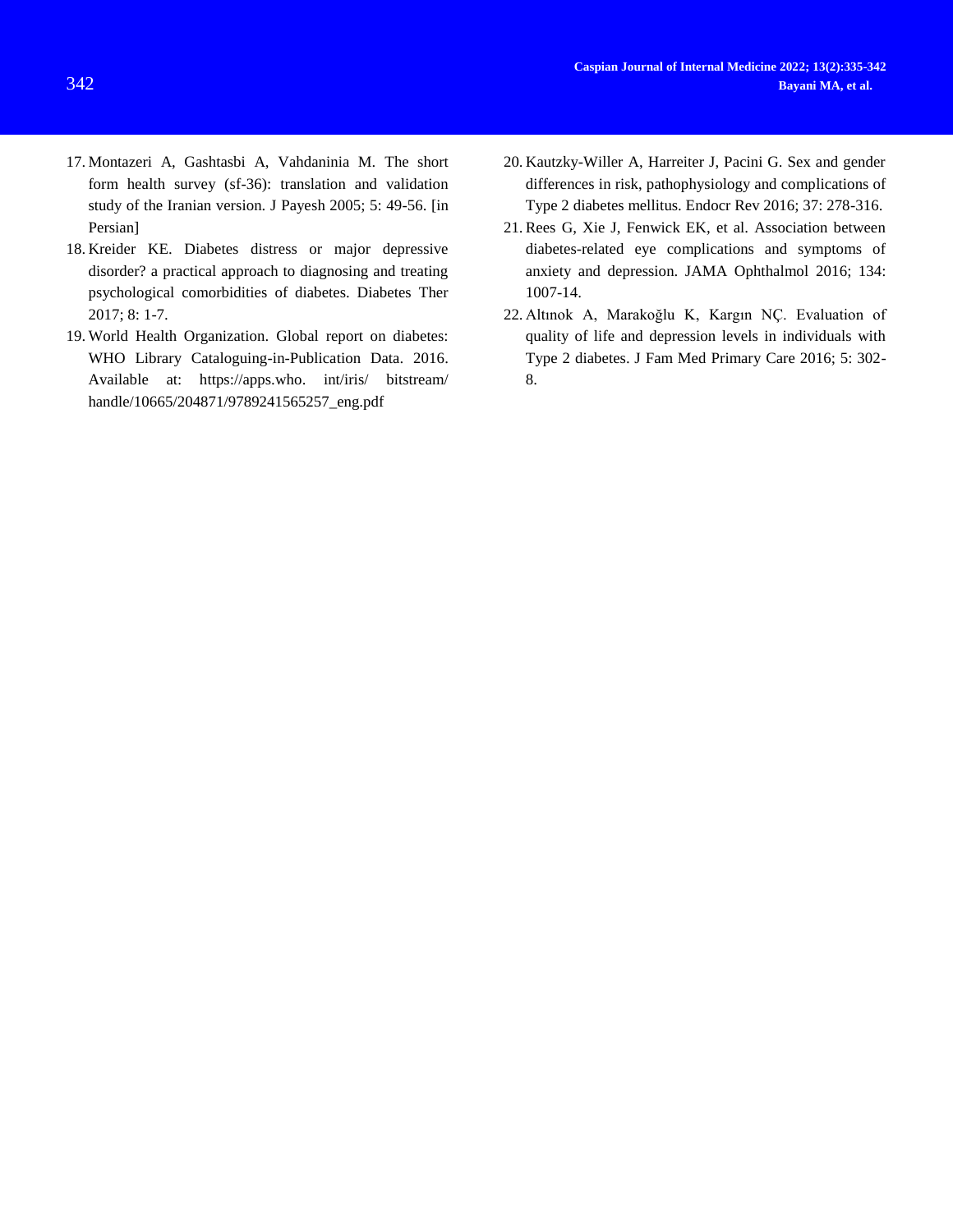17. Montazeri A, Gashtasbi A, Vahdaninia M. The short form health survey (sf-36): translation and validation study of the Iranian version. J Payesh 2005; 5: 49-56. [in Persian]
18. Kreider KE. Diabetes distress or major depressive disorder? a practical approach to diagnosing and treating psychological comorbidities of diabetes. Diabetes Ther 2017; 8: 1-7.
19. World Health Organization. Global report on diabetes: WHO Library Cataloguing-in-Publication Data. 2016. Available at: https://apps.who. int/iris/ bitstream/ handle/10665/204871/9789241565257_eng.pdf
20. Kautzky-Willer A, Harreiter J, Pacini G. Sex and gender differences in risk, pathophysiology and complications of Type 2 diabetes mellitus. Endocr Rev 2016; 37: 278-316.
21. Rees G, Xie J, Fenwick EK, et al. Association between diabetes-related eye complications and symptoms of anxiety and depression. JAMA Ophthalmol 2016; 134: 1007-14.
22. Altınok A, Marakoğlu K, Kargın NÇ. Evaluation of quality of life and depression levels in individuals with Type 2 diabetes. J Fam Med Primary Care 2016; 5: 302-8.